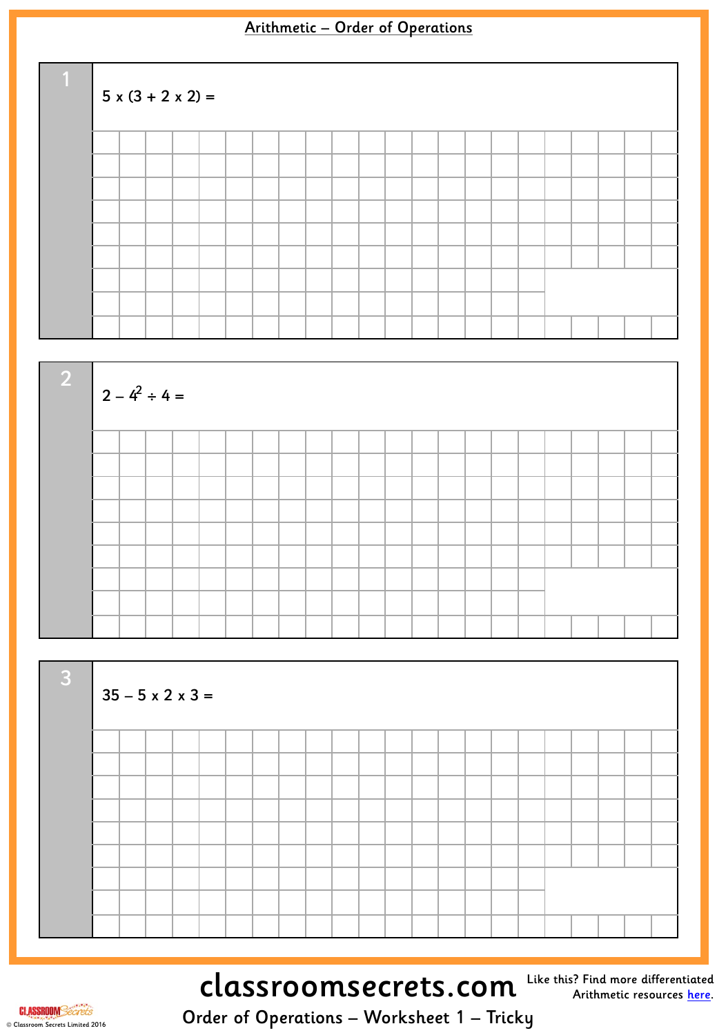# Arithmetic – Order of Operations

**1**

$5 \times (3 + 2 \times 2) =$

**2**

$2 - 4^2 \div 4 =$

**3**

$35 - 5 \times 2 \times 3 =$

Order of Operations – Worksheet 1 – Tricky

Like this? Find more differentiated Arithmetic resources here.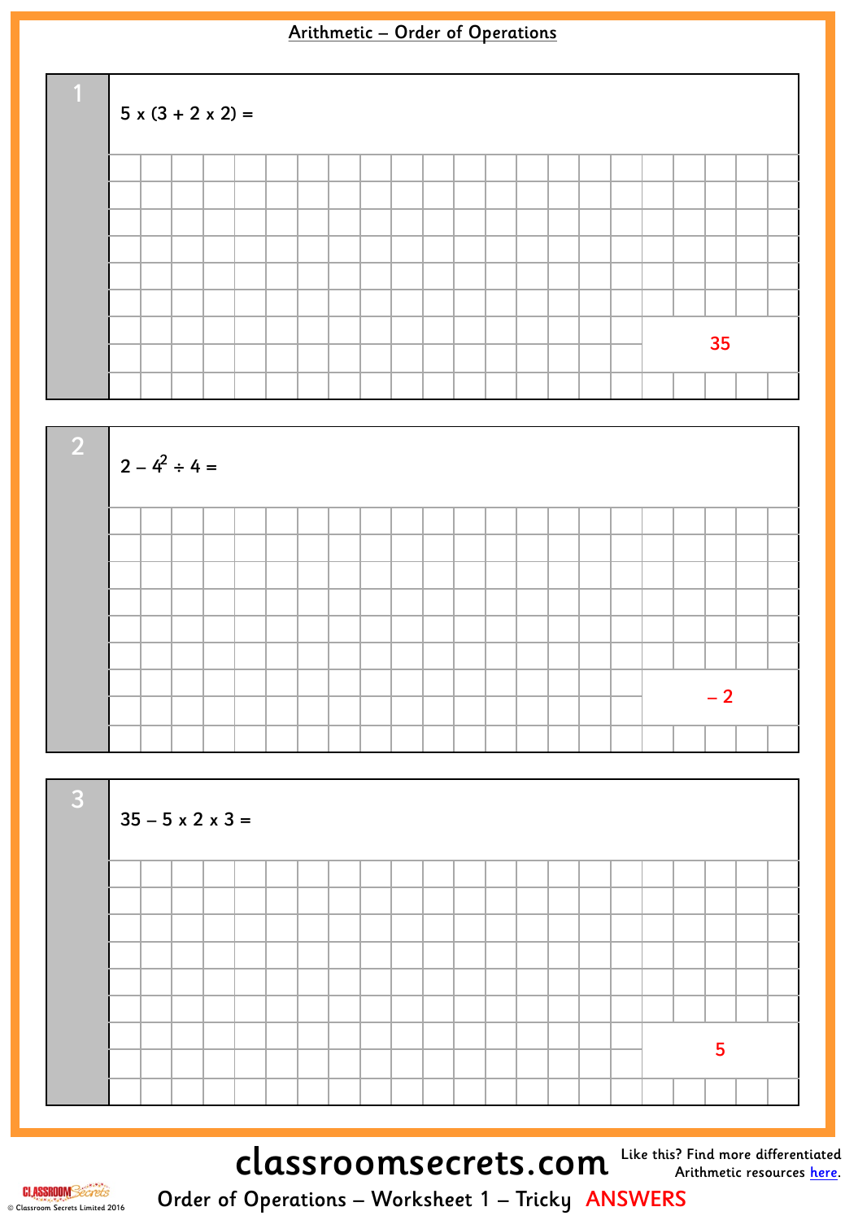# Arithmetic – Order of Operations

**1**

$5 \times (3 + 2 \times 2) =$

35

**2**

$2 - 4^2 \div 4 =$

$-2$

**3**

$35 - 5 \times 2 \times 3 =$

5

classroomsecrets.com

Like this? Find more differentiated Arithmetic resources here.

Order of Operations – Worksheet 1 – Tricky ANSWERS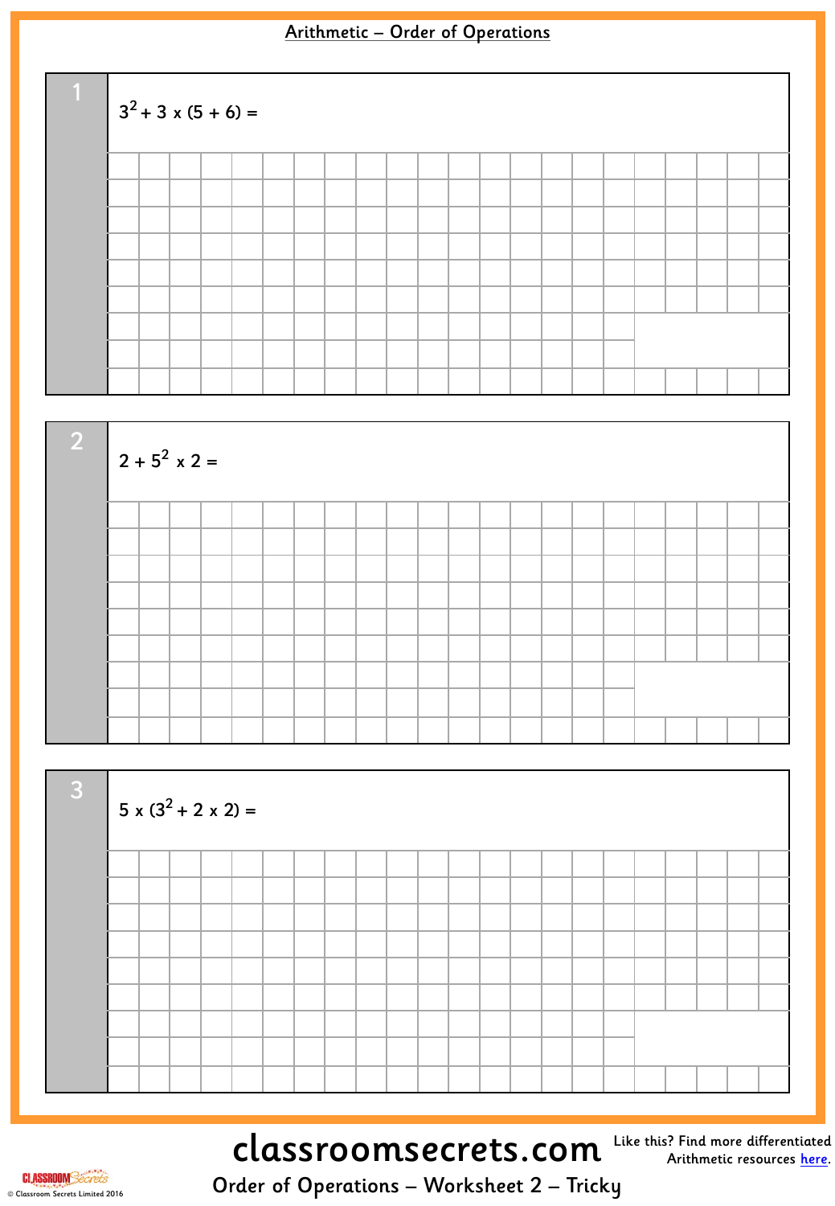# Arithmetic – Order of Operations

**1**

$3^2 + 3 \times (5 + 6) =$

**2**

$2 + 5^2 \times 2 =$

**3**

$5 \times (3^2 + 2 \times 2) =$

classroomsecrets.com

Like this? Find more differentiated Arithmetic resources here.

Order of Operations – Worksheet 2 – Tricky

© Classroom Secrets Limited 2016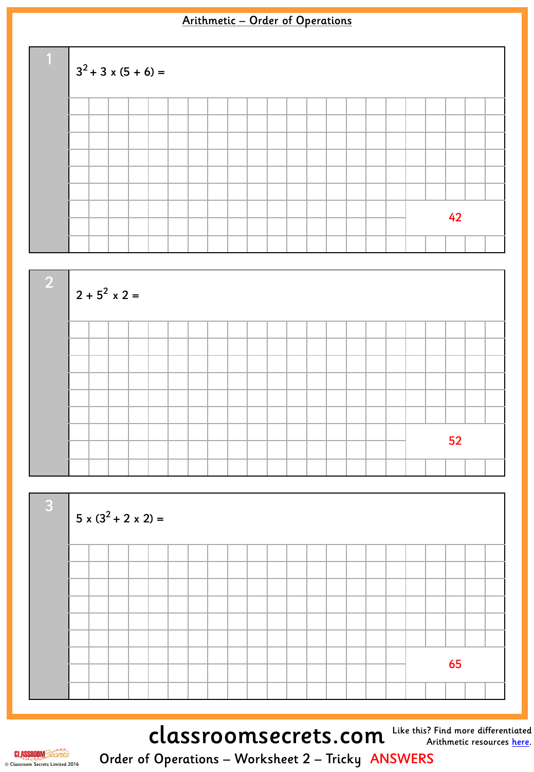## Arithmetic – Order of Operations

**1**

$3^2 + 3 \times (5 + 6) =$

42

**2**

$2 + 5^2 \times 2 =$

52

**3**

$5 \times (3^2 + 2 \times 2) =$

65

classroomsecrets.com

Like this? Find more differentiated Arithmetic resources here.

Order of Operations – Worksheet 2 – Tricky ANSWERS

© Classroom Secrets Limited 2016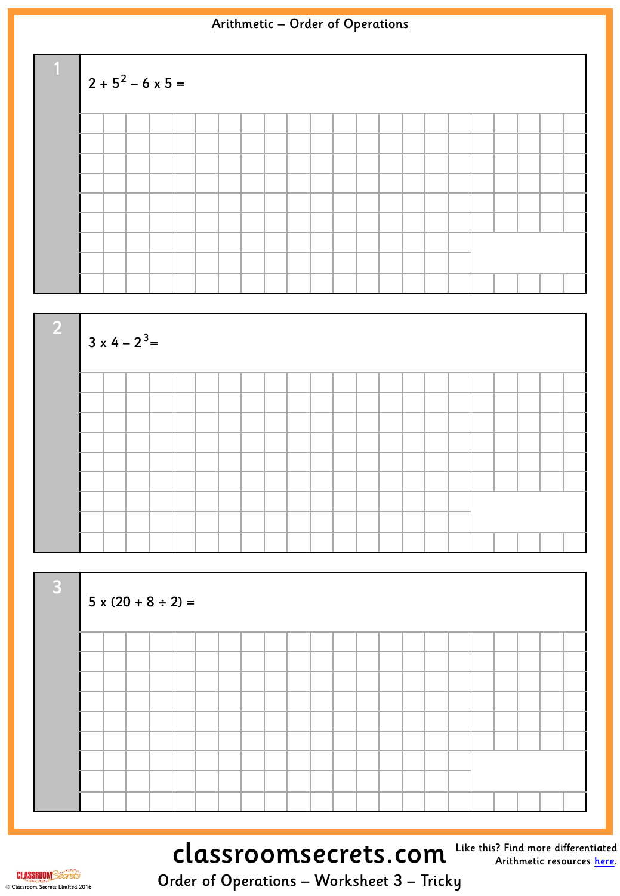# Arithmetic – Order of Operations

**1**

$2 + 5^2 - 6 \times 5 =$

**2**

$3 \times 4 - 2^3 =$

**3**

$5 \times (20 + 8 \div 2) =$

classroomsecrets.com

Like this? Find more differentiated Arithmetic resources here.

Order of Operations – Worksheet 3 – Tricky

© Classroom Secrets Limited 2016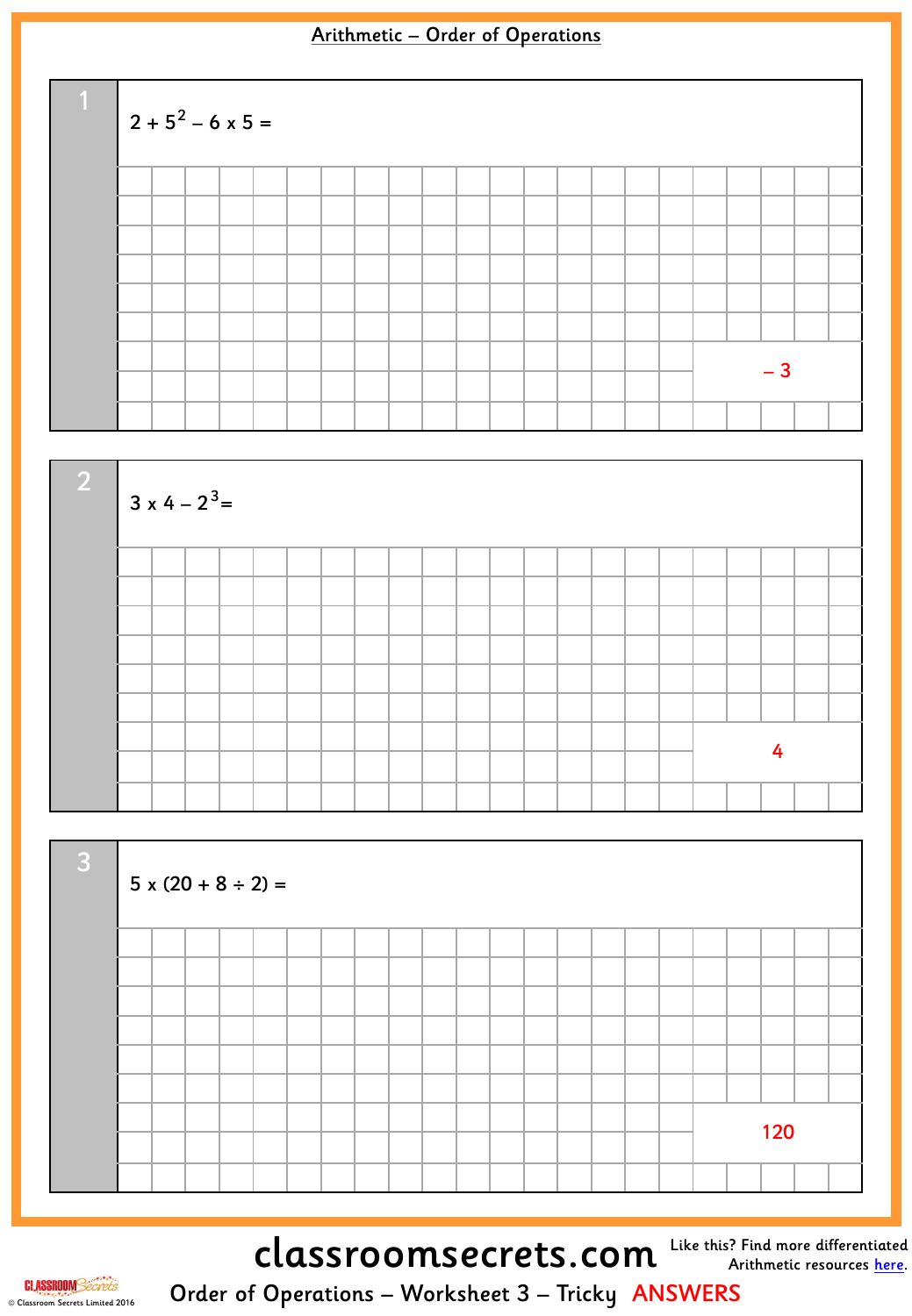# Arithmetic – Order of Operations

**1**

$2 + 5^2 – 6 \times 5 =$

– 3

**2**

$3 \times 4 – 2^3 =$

4

**3**

$5 \times (20 + 8 \div 2) =$

120

Order of Operations – Worksheet 3 – Tricky ANSWERS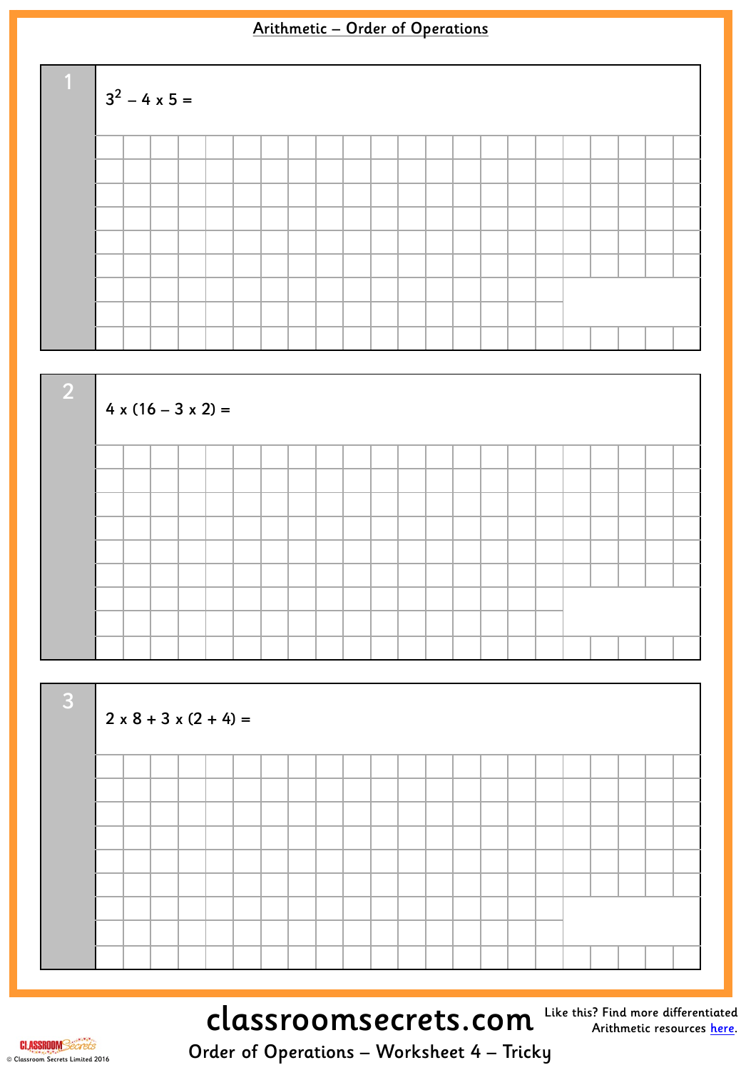# Arithmetic – Order of Operations

**1**

$3^2 - 4 \times 5 =$

**2**

$4 \times (16 - 3 \times 2) =$

**3**

$2 \times 8 + 3 \times (2 + 4) =$

Order of Operations – Worksheet 4 – Tricky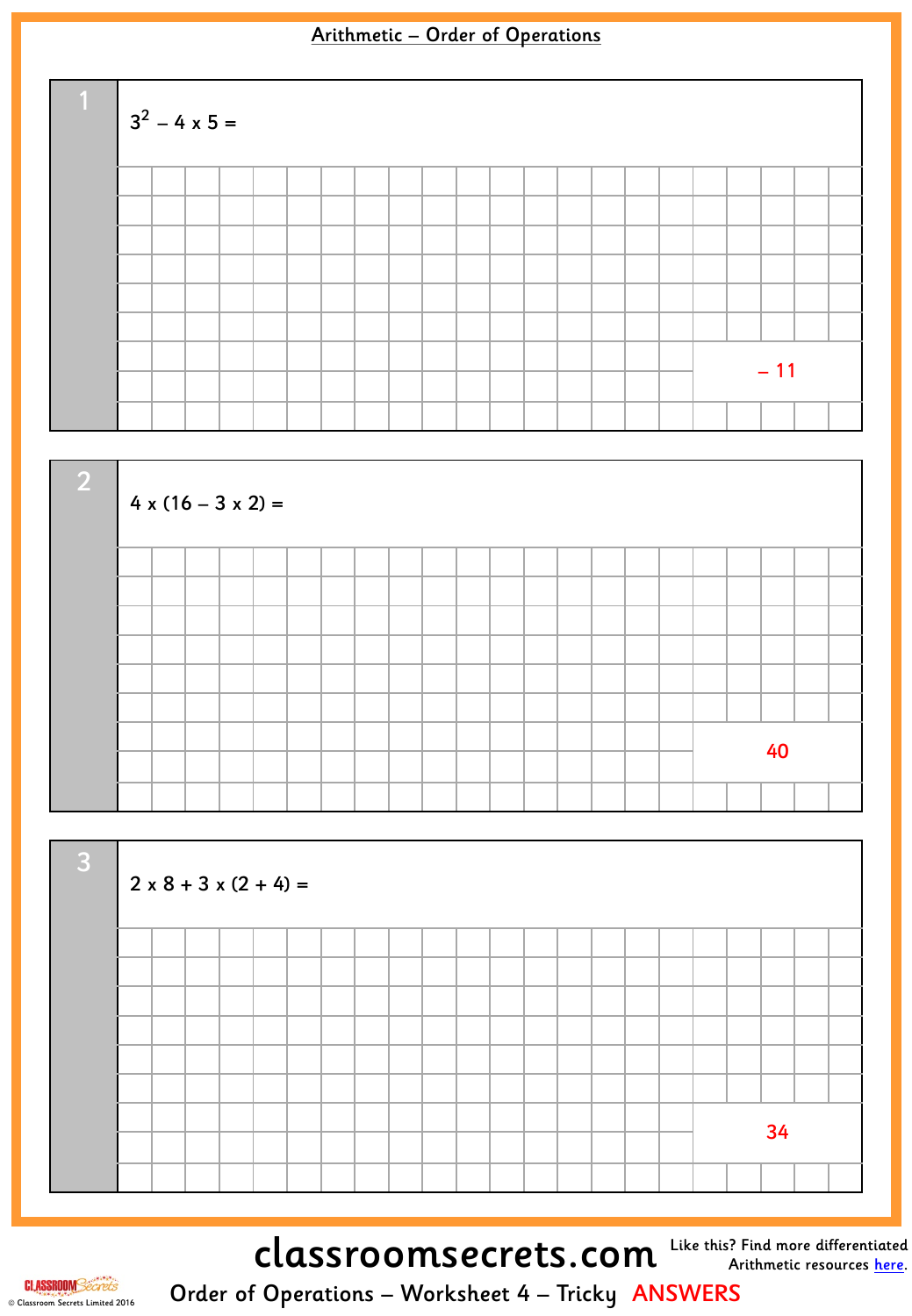## Arithmetic – Order of Operations

**1**

$3^2 - 4 \times 5 =$

– 11

**2**

$4 \times (16 - 3 \times 2) =$

40

**3**

$2 \times 8 + 3 \times (2 + 4) =$

34

classroomsecrets.com

Like this? Find more differentiated Arithmetic resources here.

Order of Operations – Worksheet 4 – Tricky ANSWERS

© Classroom Secrets Limited 2016